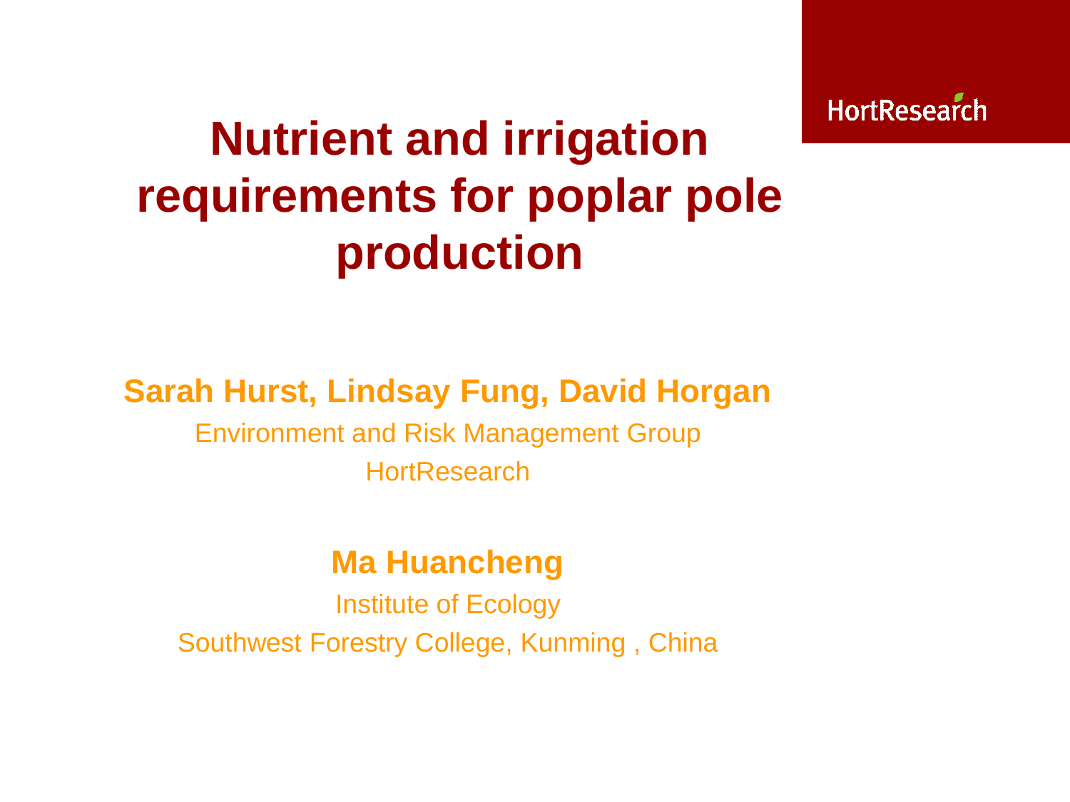HortResearch

# Nutrient and irrigation requirements for poplar pole production

**Sarah Hurst, Lindsay Fung, David Horgan**

Environment and Risk Management Group

HortResearch

**Ma Huancheng**

Institute of Ecology

Southwest Forestry College, Kunming , China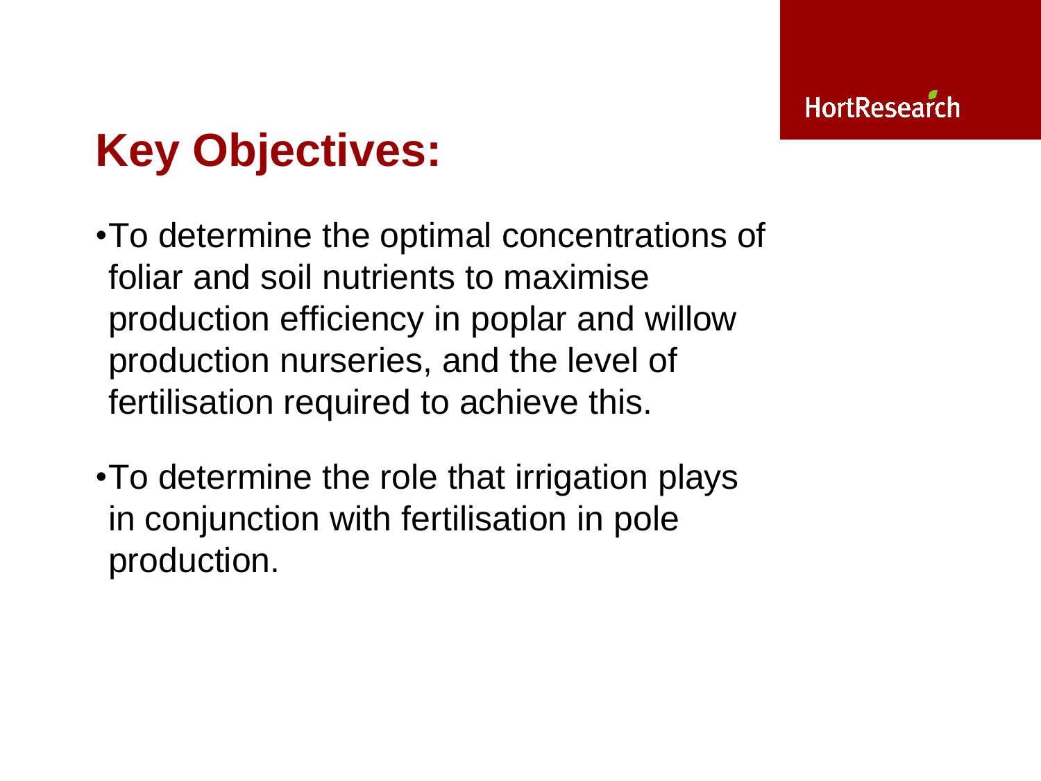## Key Objectives:

- To determine the optimal concentrations of foliar and soil nutrients to maximise production efficiency in poplar and willow production nurseries, and the level of fertilisation required to achieve this.
- To determine the role that irrigation plays in conjunction with fertilisation in pole production.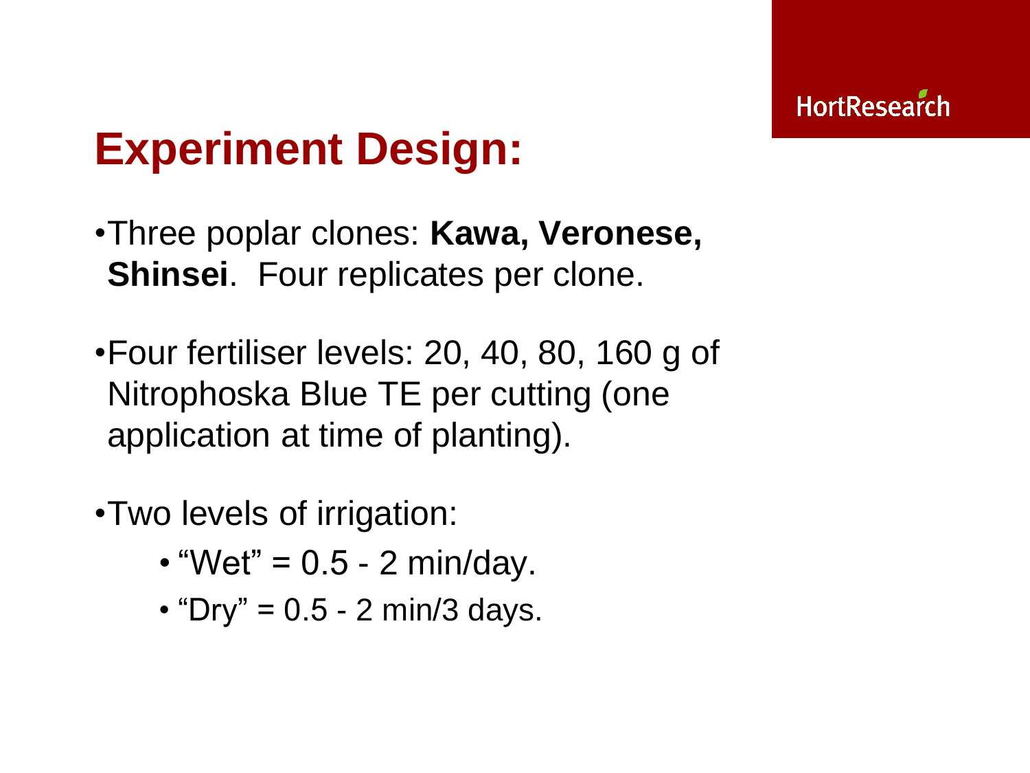# Experiment Design:

- Three poplar clones: **Kawa, Veronese, Shinsei**. Four replicates per clone.

- Four fertiliser levels: 20, 40, 80, 160 g of Nitrophoska Blue TE per cutting (one application at time of planting).

- Two levels of irrigation:
  - “Wet” = 0.5 - 2 min/day.
  - “Dry” = 0.5 - 2 min/3 days.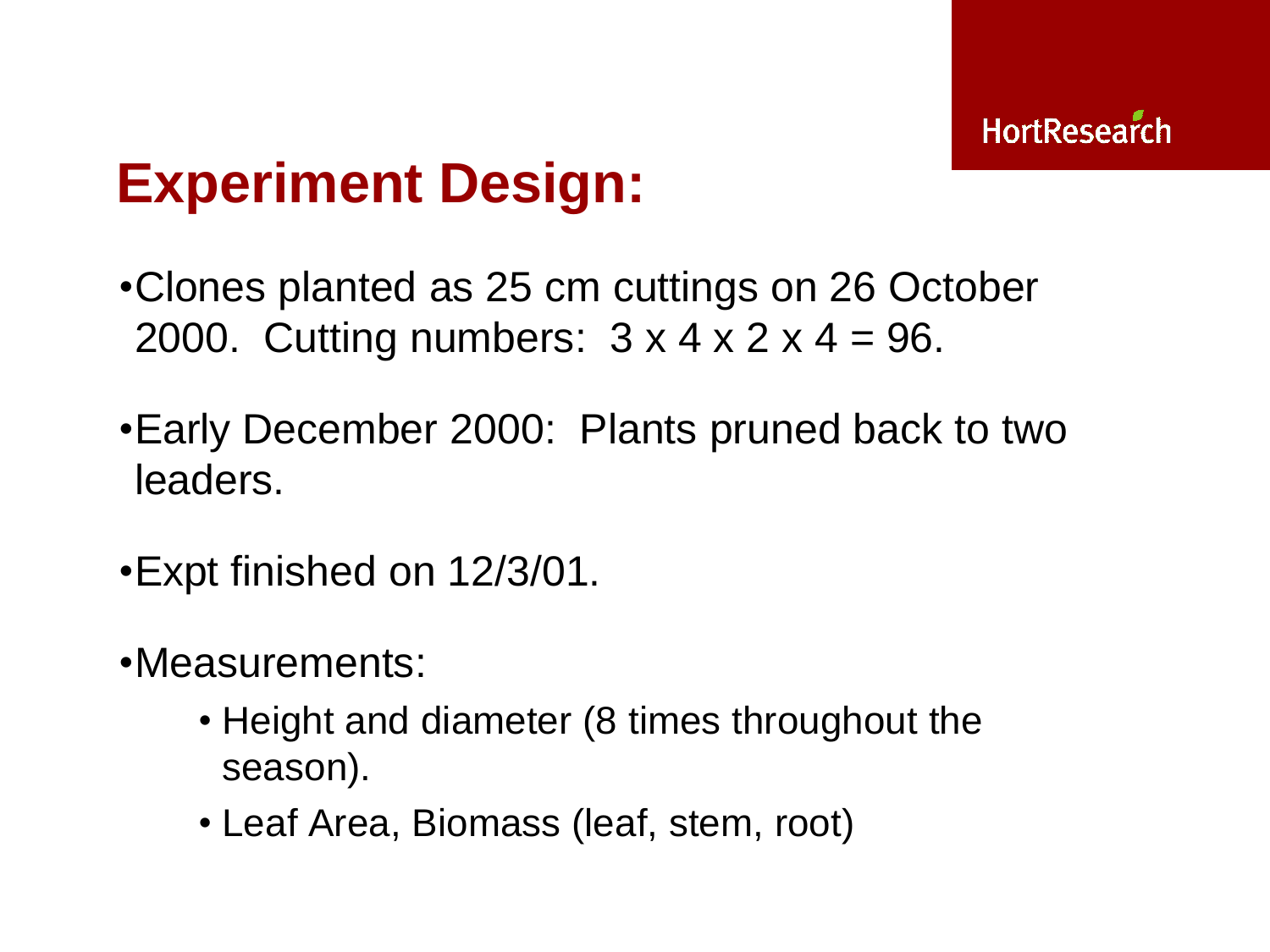# Experiment Design:

- Clones planted as 25 cm cuttings on 26 October 2000. Cutting numbers: 3 x 4 x 2 x 4 = 96.
- Early December 2000: Plants pruned back to two leaders.
- Expt finished on 12/3/01.
- Measurements:
  - Height and diameter (8 times throughout the season).
  - Leaf Area, Biomass (leaf, stem, root)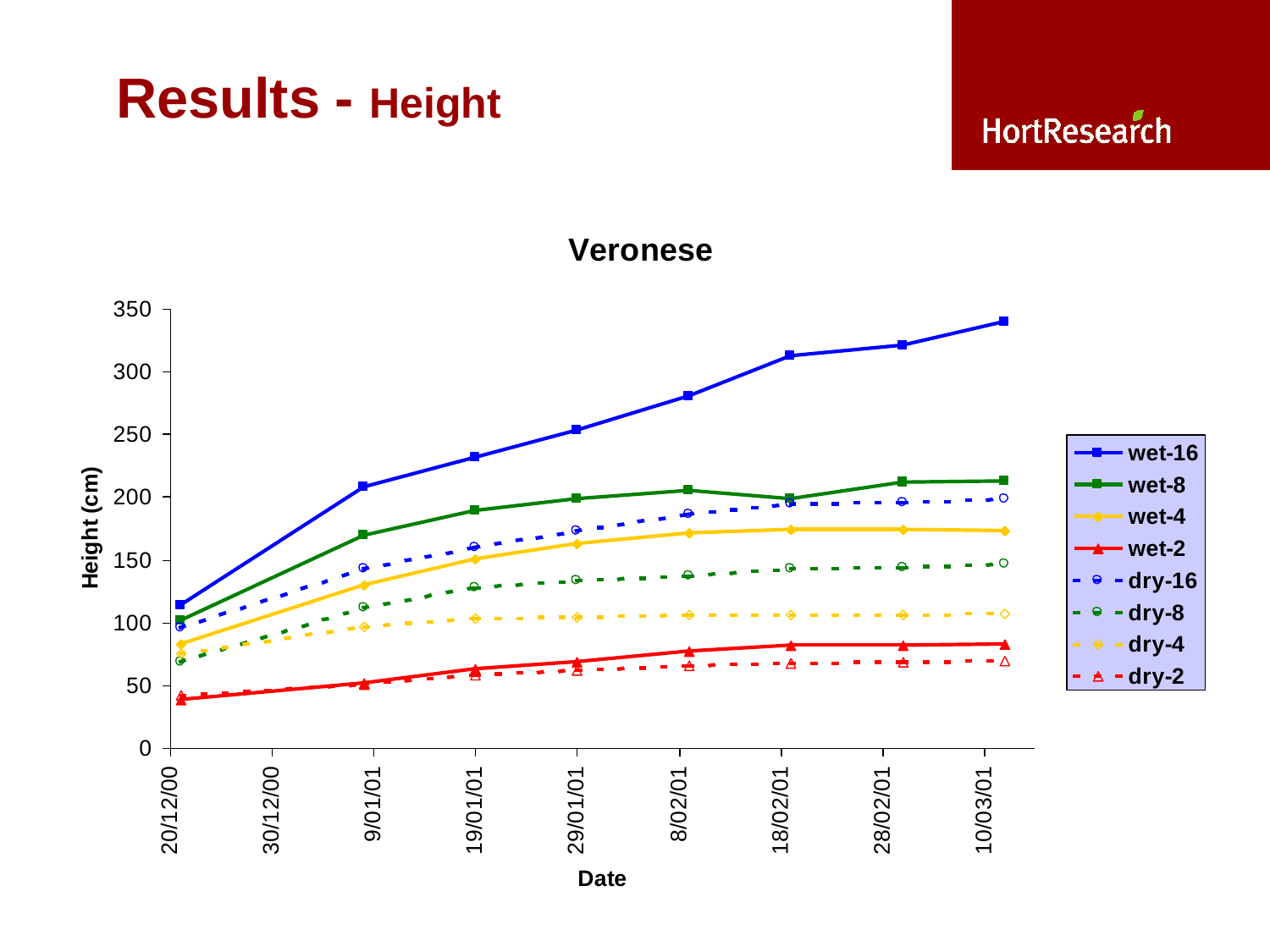# Results - Height

HortResearch

**Veronese**

Height (cm)

Date

wet-16, wet-8, wet-4, wet-2, dry-16, dry-8, dry-4, dry-2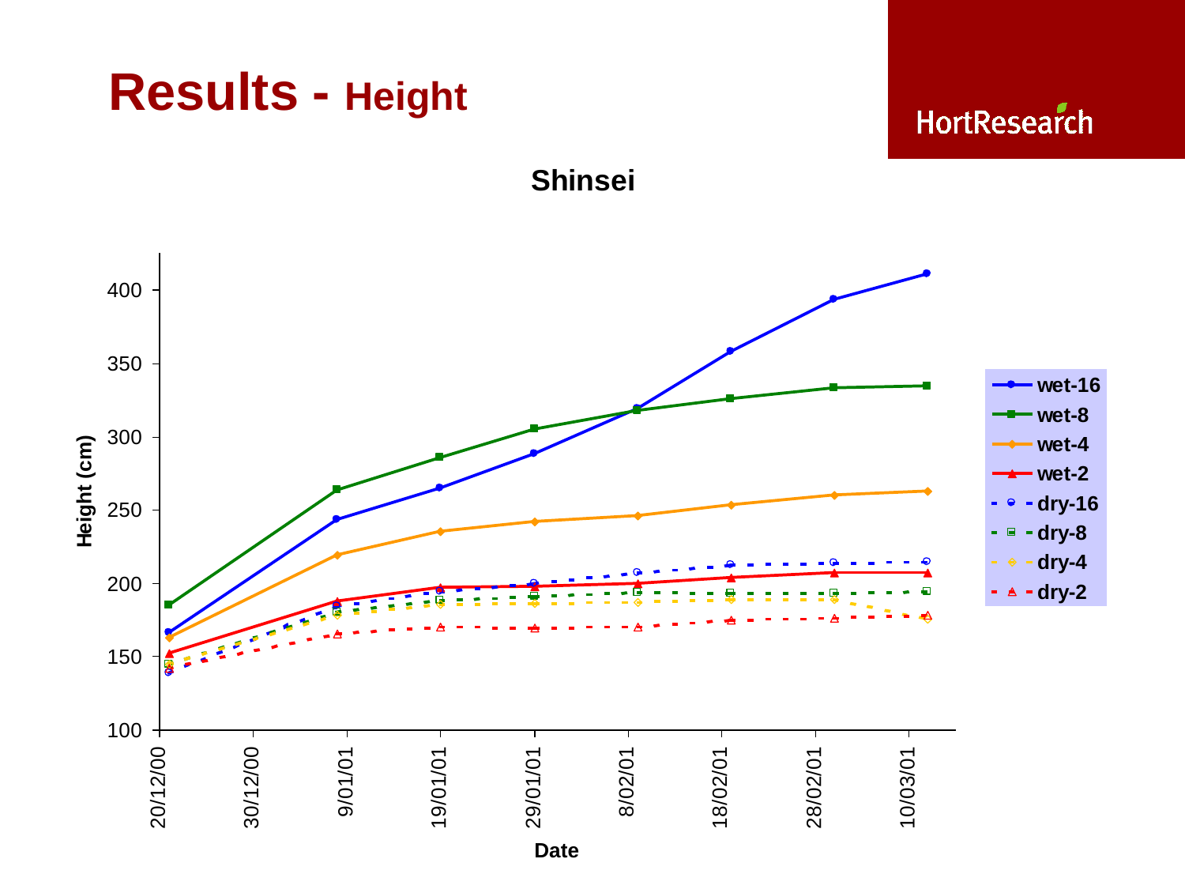# Results - Height

HortResearch

Shinsei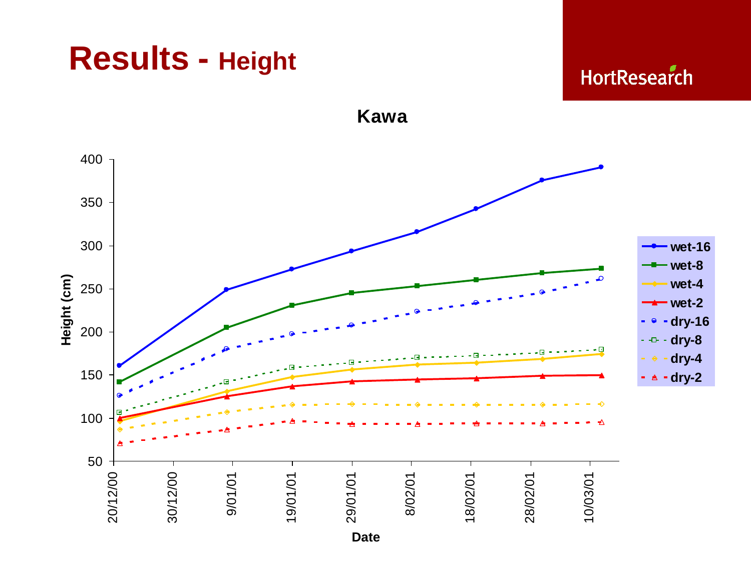# Results - Height

HortResearch

**Kawa**

Height (cm)

400
350
300
250
200
150
100
50

20/12/00 | 30/12/00 | 9/01/01 | 19/01/01 | 29/01/01 | 8/02/01 | 18/02/01 | 28/02/01 | 10/03/01

Date

- wet-16
- wet-8
- wet-4
- wet-2
- dry-16
- dry-8
- dry-4
- dry-2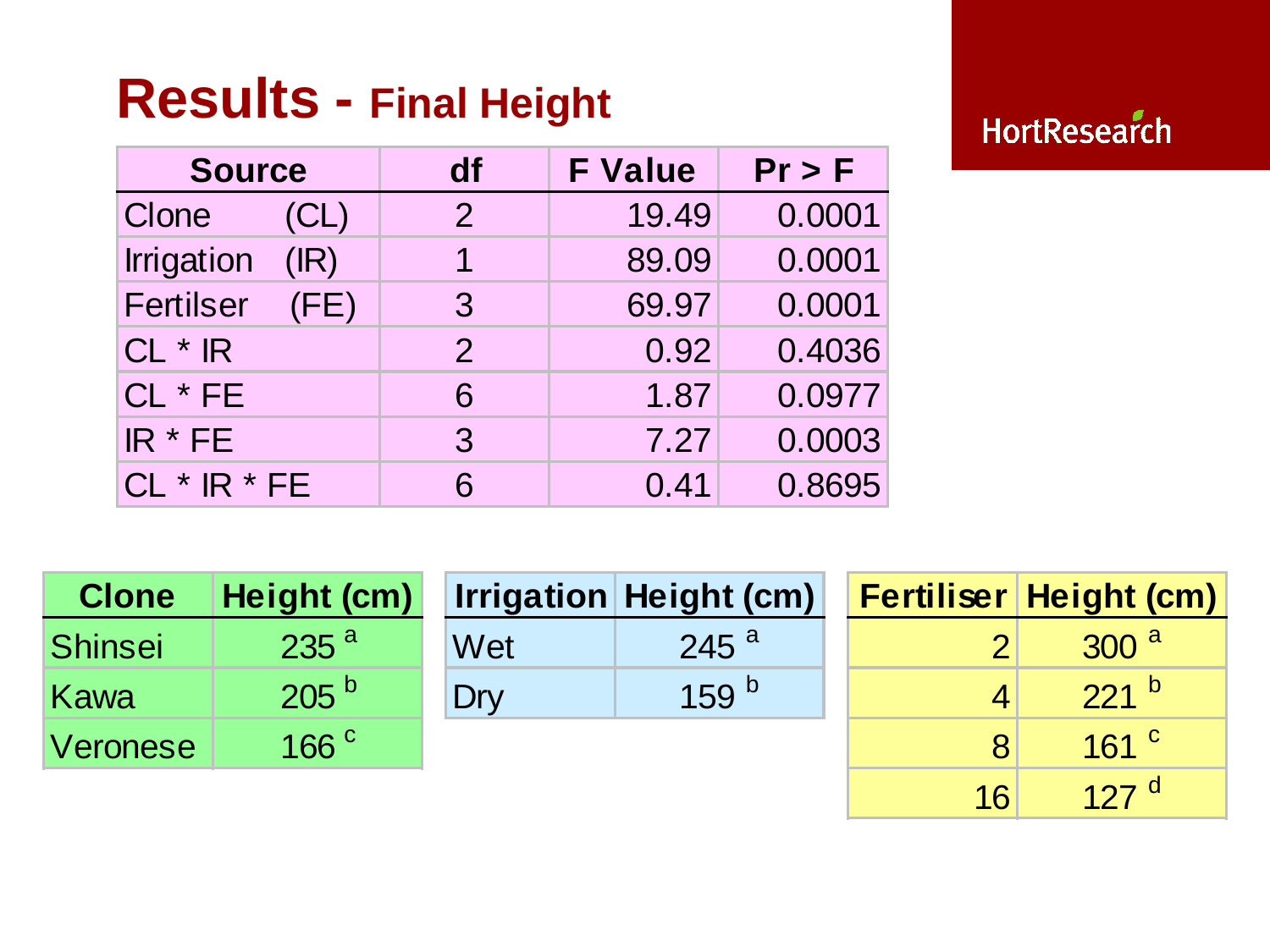# Results - Final Height

| Source | df | F Value | Pr > F |
|---|---|---|---|
| Clone (CL) | 2 | 19.49 | 0.0001 |
| Irrigation (IR) | 1 | 89.09 | 0.0001 |
| Fertilser (FE) | 3 | 69.97 | 0.0001 |
| CL * IR | 2 | 0.92 | 0.4036 |
| CL * FE | 6 | 1.87 | 0.0977 |
| IR * FE | 3 | 7.27 | 0.0003 |
| CL * IR * FE | 6 | 0.41 | 0.8695 |

| Clone | Height (cm) |
|---|---|
| Shinsei | 235 [a] |
| Kawa | 205 [b] |
| Veronese | 166 [c] |

| Irrigation | Height (cm) |
|---|---|
| Wet | 245 [a] |
| Dry | 159 [b] |

| Fertiliser | Height (cm) |
|---|---|
| 2 | 300 [a] |
| 4 | 221 [b] |
| 8 | 161 [c] |
| 16 | 127 [d] |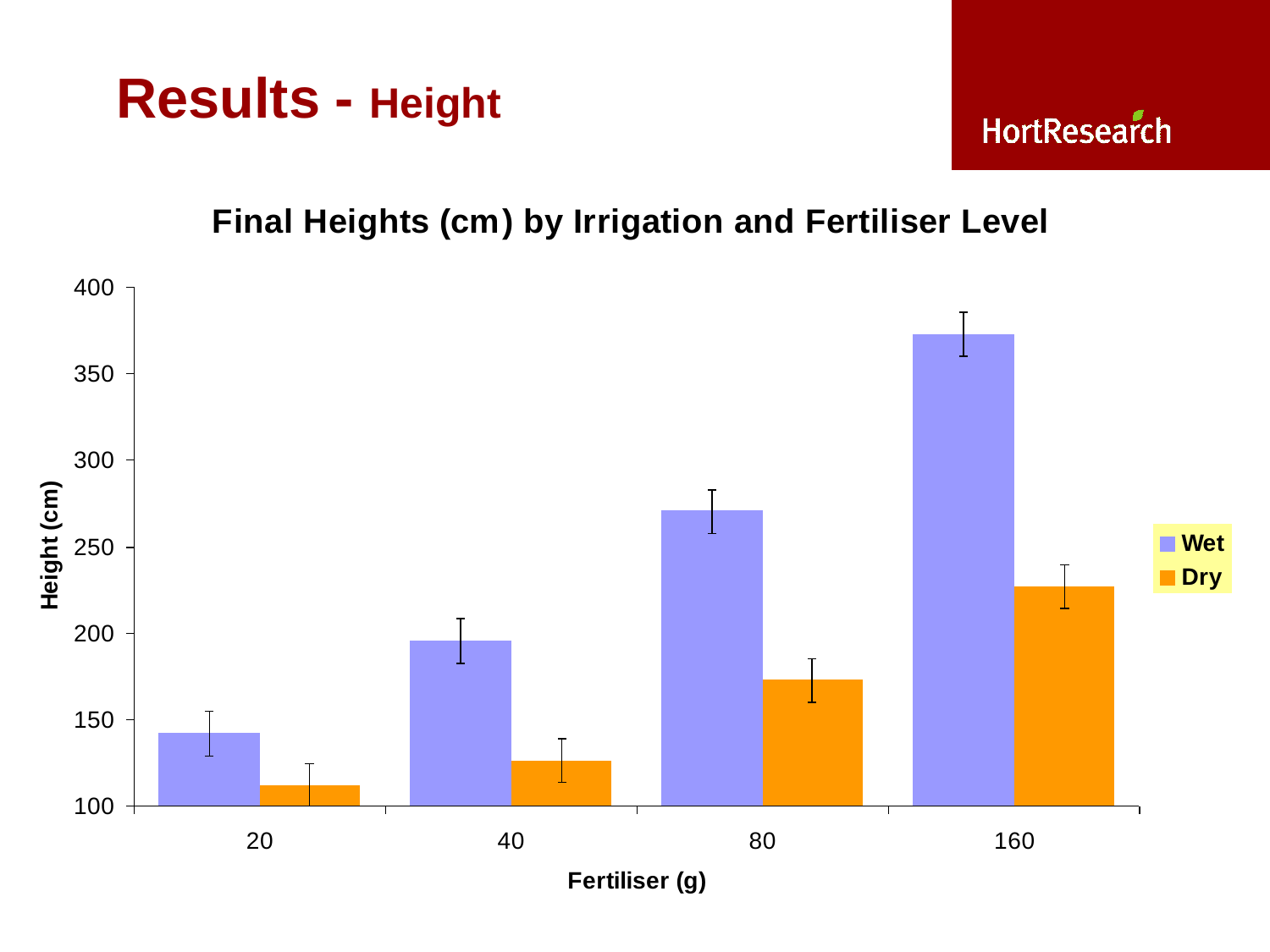# Results - Height

HortResearch

**Final Heights (cm) by Irrigation and Fertiliser Level**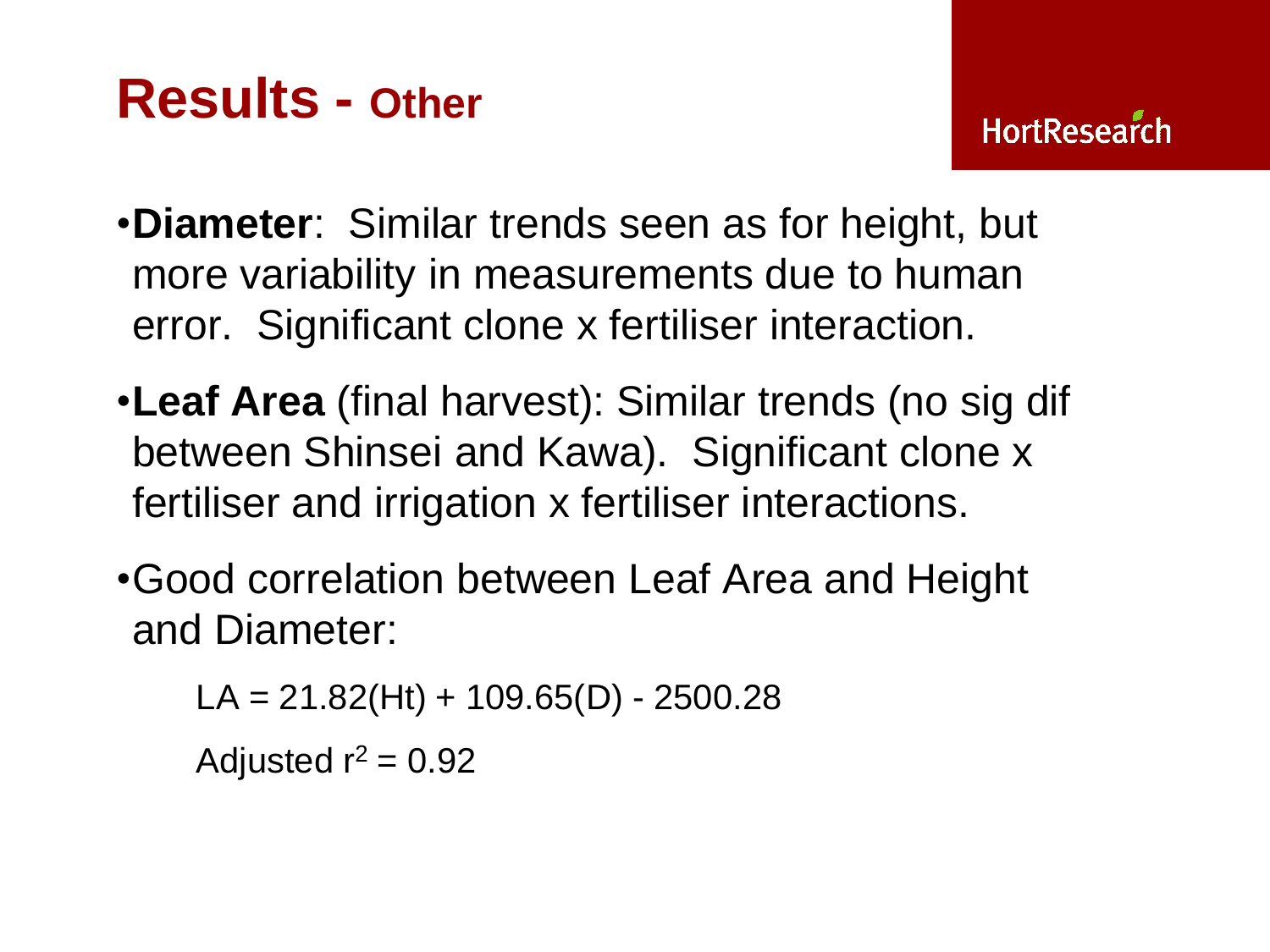# Results - Other

- **Diameter**: Similar trends seen as for height, but more variability in measurements due to human error. Significant clone x fertiliser interaction.
- **Leaf Area** (final harvest): Similar trends (no sig dif between Shinsei and Kawa). Significant clone x fertiliser and irrigation x fertiliser interactions.
- Good correlation between Leaf Area and Height and Diameter:

  $LA = 21.82(Ht) + 109.65(D) - 2500.28$

  Adjusted $r^2 = 0.92$